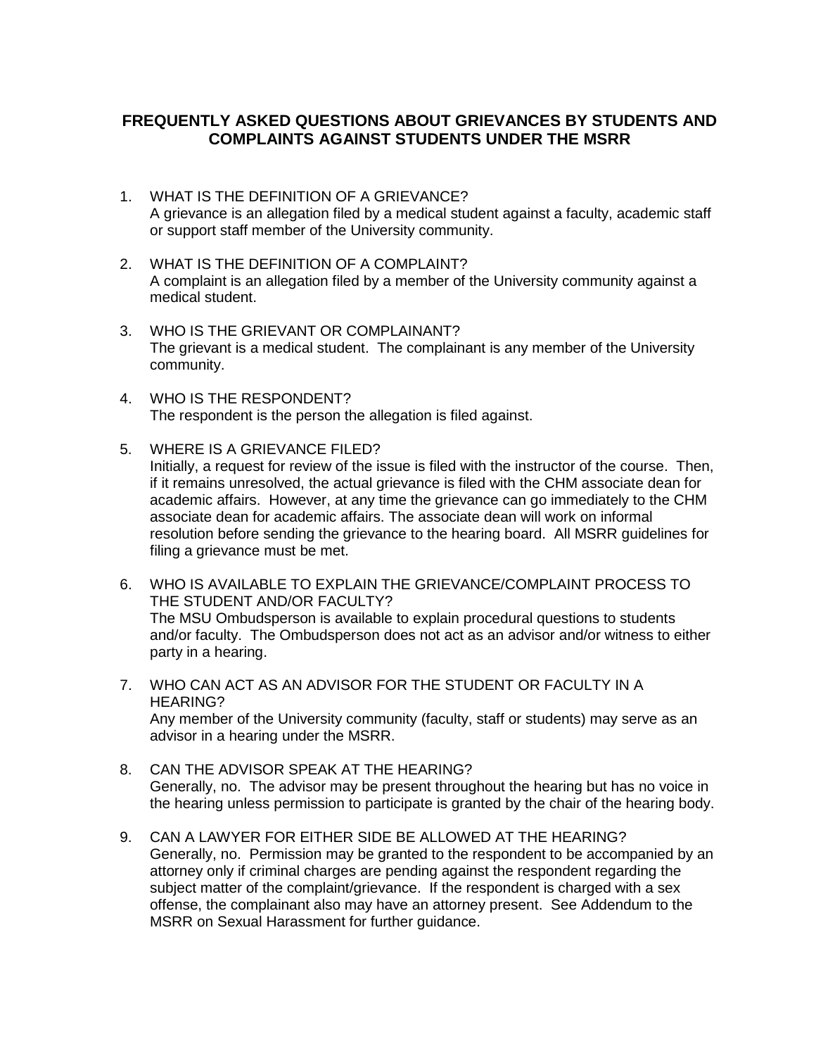# FREQUENTLY ASKED QUESTIONS ABOUT GRIEVANCES BY STUDENTS AND COMPLAINTS AGAINST STUDENTS UNDER THE MSRR

1. WHAT IS THE DEFINITION OF A GRIEVANCE?
   A grievance is an allegation filed by a medical student against a faculty, academic staff or support staff member of the University community.

2. WHAT IS THE DEFINITION OF A COMPLAINT?
   A complaint is an allegation filed by a member of the University community against a medical student.

3. WHO IS THE GRIEVANT OR COMPLAINANT?
   The grievant is a medical student. The complainant is any member of the University community.

4. WHO IS THE RESPONDENT?
   The respondent is the person the allegation is filed against.

5. WHERE IS A GRIEVANCE FILED?
   Initially, a request for review of the issue is filed with the instructor of the course. Then, if it remains unresolved, the actual grievance is filed with the CHM associate dean for academic affairs. However, at any time the grievance can go immediately to the CHM associate dean for academic affairs. The associate dean will work on informal resolution before sending the grievance to the hearing board. All MSRR guidelines for filing a grievance must be met.

6. WHO IS AVAILABLE TO EXPLAIN THE GRIEVANCE/COMPLAINT PROCESS TO THE STUDENT AND/OR FACULTY?
   The MSU Ombudsperson is available to explain procedural questions to students and/or faculty. The Ombudsperson does not act as an advisor and/or witness to either party in a hearing.

7. WHO CAN ACT AS AN ADVISOR FOR THE STUDENT OR FACULTY IN A HEARING?
   Any member of the University community (faculty, staff or students) may serve as an advisor in a hearing under the MSRR.

8. CAN THE ADVISOR SPEAK AT THE HEARING?
   Generally, no. The advisor may be present throughout the hearing but has no voice in the hearing unless permission to participate is granted by the chair of the hearing body.

9. CAN A LAWYER FOR EITHER SIDE BE ALLOWED AT THE HEARING?
   Generally, no. Permission may be granted to the respondent to be accompanied by an attorney only if criminal charges are pending against the respondent regarding the subject matter of the complaint/grievance. If the respondent is charged with a sex offense, the complainant also may have an attorney present. See Addendum to the MSRR on Sexual Harassment for further guidance.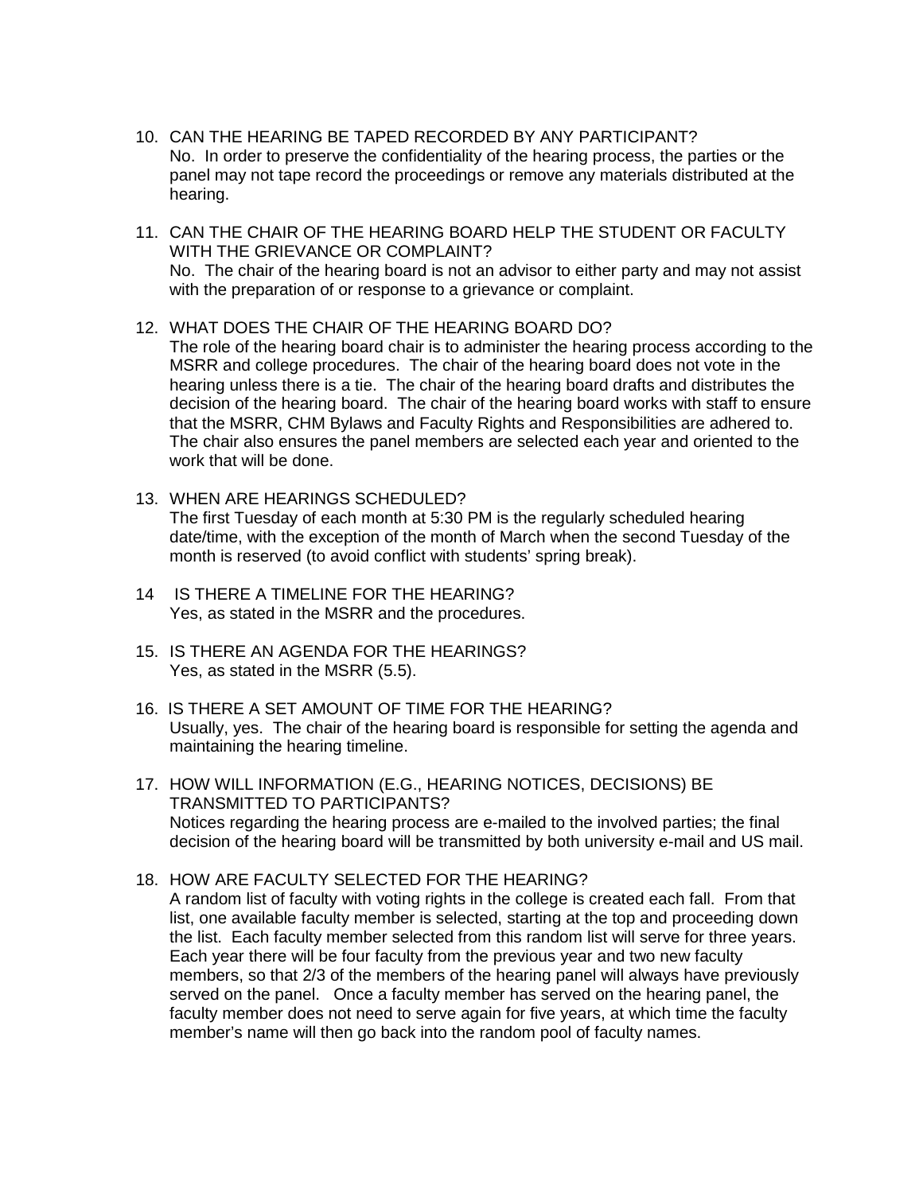10. CAN THE HEARING BE TAPED RECORDED BY ANY PARTICIPANT?
    No. In order to preserve the confidentiality of the hearing process, the parties or the panel may not tape record the proceedings or remove any materials distributed at the hearing.

11. CAN THE CHAIR OF THE HEARING BOARD HELP THE STUDENT OR FACULTY WITH THE GRIEVANCE OR COMPLAINT?
    No. The chair of the hearing board is not an advisor to either party and may not assist with the preparation of or response to a grievance or complaint.

12. WHAT DOES THE CHAIR OF THE HEARING BOARD DO?
    The role of the hearing board chair is to administer the hearing process according to the MSRR and college procedures. The chair of the hearing board does not vote in the hearing unless there is a tie. The chair of the hearing board drafts and distributes the decision of the hearing board. The chair of the hearing board works with staff to ensure that the MSRR, CHM Bylaws and Faculty Rights and Responsibilities are adhered to. The chair also ensures the panel members are selected each year and oriented to the work that will be done.

13. WHEN ARE HEARINGS SCHEDULED?
    The first Tuesday of each month at 5:30 PM is the regularly scheduled hearing date/time, with the exception of the month of March when the second Tuesday of the month is reserved (to avoid conflict with students' spring break).

14 IS THERE A TIMELINE FOR THE HEARING?
    Yes, as stated in the MSRR and the procedures.

15. IS THERE AN AGENDA FOR THE HEARINGS?
    Yes, as stated in the MSRR (5.5).

16. IS THERE A SET AMOUNT OF TIME FOR THE HEARING?
    Usually, yes. The chair of the hearing board is responsible for setting the agenda and maintaining the hearing timeline.

17. HOW WILL INFORMATION (E.G., HEARING NOTICES, DECISIONS) BE TRANSMITTED TO PARTICIPANTS?
    Notices regarding the hearing process are e-mailed to the involved parties; the final decision of the hearing board will be transmitted by both university e-mail and US mail.

18. HOW ARE FACULTY SELECTED FOR THE HEARING?
    A random list of faculty with voting rights in the college is created each fall. From that list, one available faculty member is selected, starting at the top and proceeding down the list. Each faculty member selected from this random list will serve for three years. Each year there will be four faculty from the previous year and two new faculty members, so that 2/3 of the members of the hearing panel will always have previously served on the panel. Once a faculty member has served on the hearing panel, the faculty member does not need to serve again for five years, at which time the faculty member's name will then go back into the random pool of faculty names.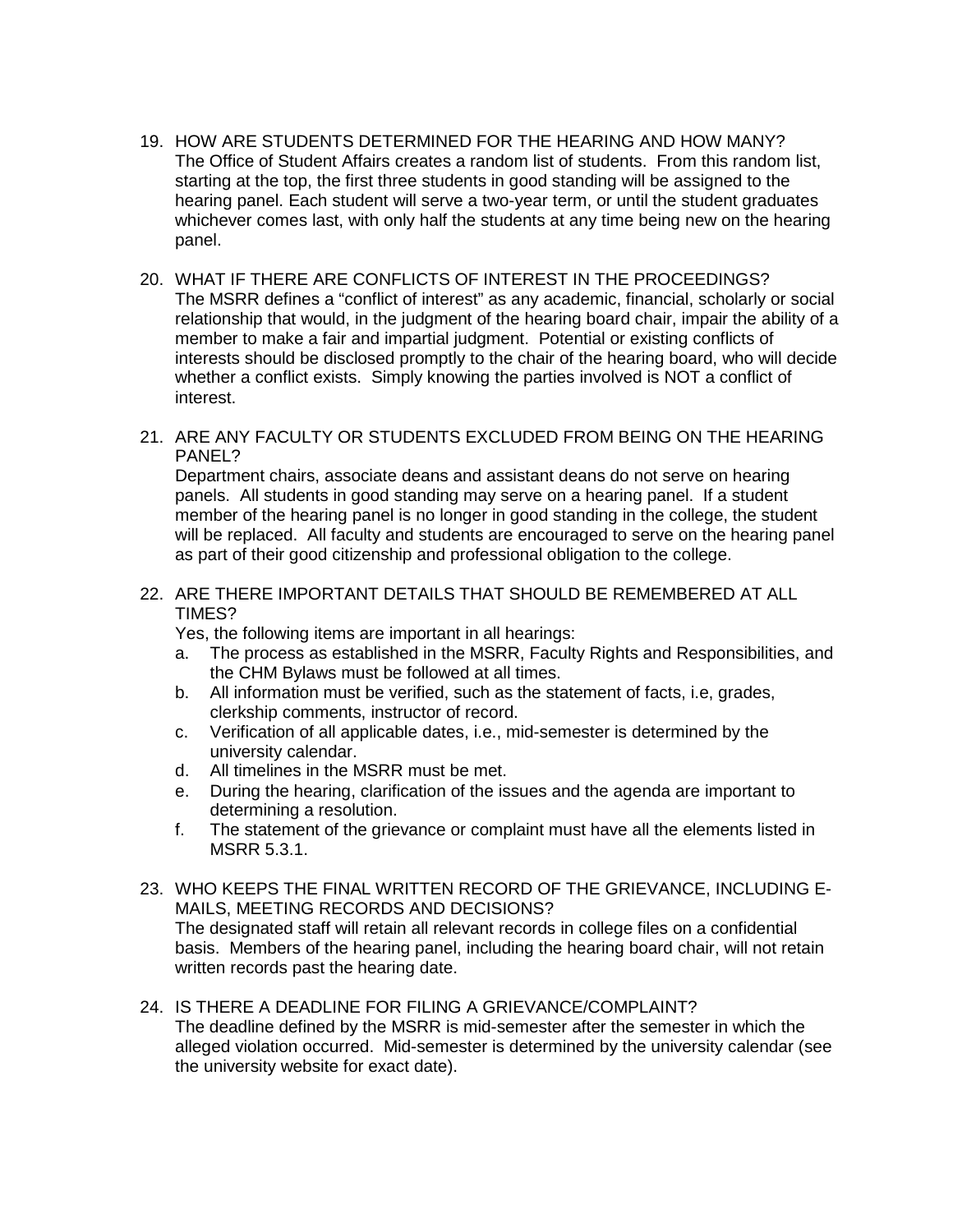19. HOW ARE STUDENTS DETERMINED FOR THE HEARING AND HOW MANY?
    The Office of Student Affairs creates a random list of students. From this random list, starting at the top, the first three students in good standing will be assigned to the hearing panel. Each student will serve a two-year term, or until the student graduates whichever comes last, with only half the students at any time being new on the hearing panel.

20. WHAT IF THERE ARE CONFLICTS OF INTEREST IN THE PROCEEDINGS?
    The MSRR defines a "conflict of interest" as any academic, financial, scholarly or social relationship that would, in the judgment of the hearing board chair, impair the ability of a member to make a fair and impartial judgment. Potential or existing conflicts of interests should be disclosed promptly to the chair of the hearing board, who will decide whether a conflict exists. Simply knowing the parties involved is NOT a conflict of interest.

21. ARE ANY FACULTY OR STUDENTS EXCLUDED FROM BEING ON THE HEARING PANEL?
    Department chairs, associate deans and assistant deans do not serve on hearing panels. All students in good standing may serve on a hearing panel. If a student member of the hearing panel is no longer in good standing in the college, the student will be replaced. All faculty and students are encouraged to serve on the hearing panel as part of their good citizenship and professional obligation to the college.

22. ARE THERE IMPORTANT DETAILS THAT SHOULD BE REMEMBERED AT ALL TIMES?
    Yes, the following items are important in all hearings:
    a. The process as established in the MSRR, Faculty Rights and Responsibilities, and the CHM Bylaws must be followed at all times.
    b. All information must be verified, such as the statement of facts, i.e, grades, clerkship comments, instructor of record.
    c. Verification of all applicable dates, i.e., mid-semester is determined by the university calendar.
    d. All timelines in the MSRR must be met.
    e. During the hearing, clarification of the issues and the agenda are important to determining a resolution.
    f. The statement of the grievance or complaint must have all the elements listed in MSRR 5.3.1.

23. WHO KEEPS THE FINAL WRITTEN RECORD OF THE GRIEVANCE, INCLUDING E-MAILS, MEETING RECORDS AND DECISIONS?
    The designated staff will retain all relevant records in college files on a confidential basis. Members of the hearing panel, including the hearing board chair, will not retain written records past the hearing date.

24. IS THERE A DEADLINE FOR FILING A GRIEVANCE/COMPLAINT?
    The deadline defined by the MSRR is mid-semester after the semester in which the alleged violation occurred. Mid-semester is determined by the university calendar (see the university website for exact date).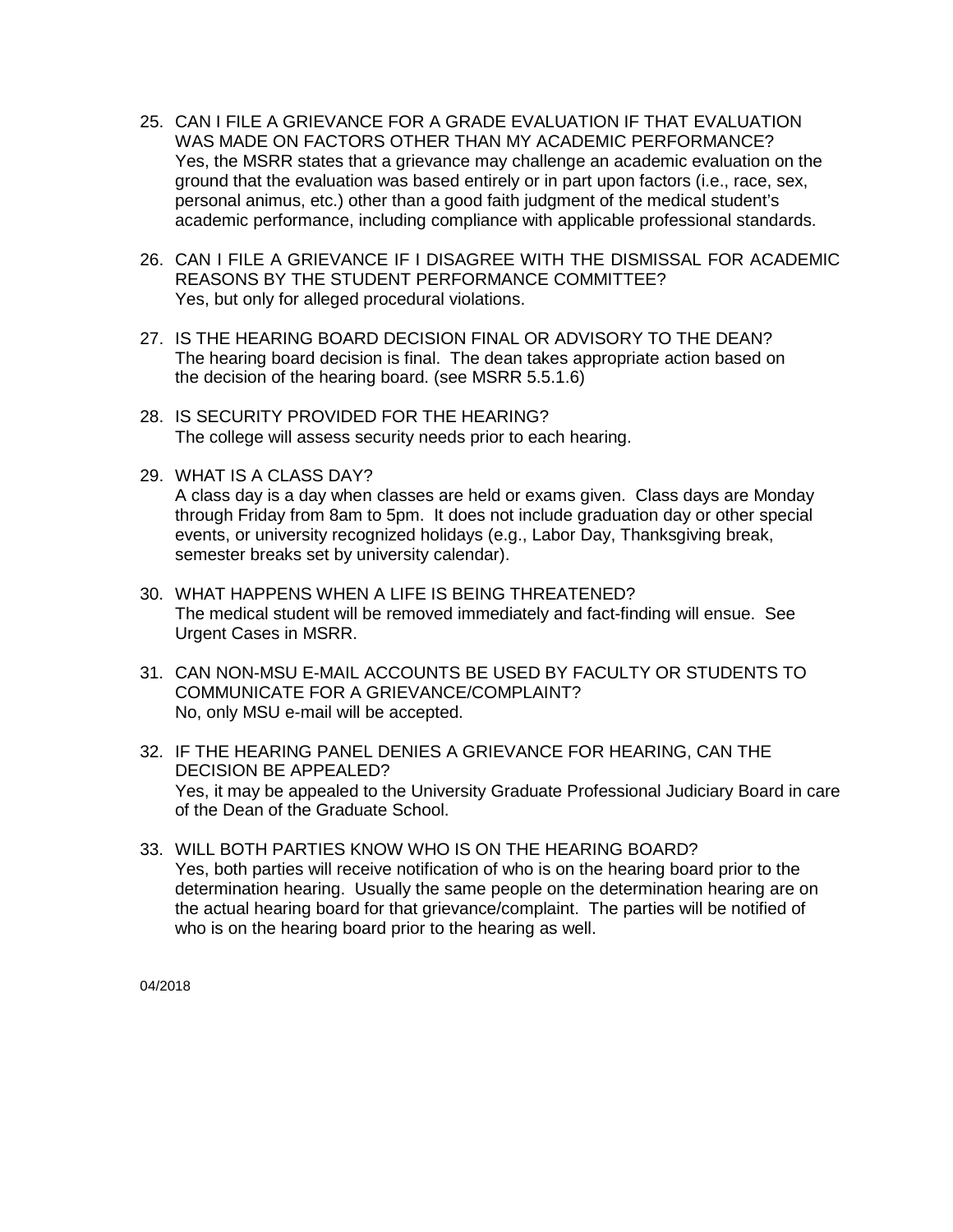25. CAN I FILE A GRIEVANCE FOR A GRADE EVALUATION IF THAT EVALUATION WAS MADE ON FACTORS OTHER THAN MY ACADEMIC PERFORMANCE?
    Yes, the MSRR states that a grievance may challenge an academic evaluation on the ground that the evaluation was based entirely or in part upon factors (i.e., race, sex, personal animus, etc.) other than a good faith judgment of the medical student's academic performance, including compliance with applicable professional standards.

26. CAN I FILE A GRIEVANCE IF I DISAGREE WITH THE DISMISSAL FOR ACADEMIC REASONS BY THE STUDENT PERFORMANCE COMMITTEE?
    Yes, but only for alleged procedural violations.

27. IS THE HEARING BOARD DECISION FINAL OR ADVISORY TO THE DEAN?
    The hearing board decision is final. The dean takes appropriate action based on the decision of the hearing board. (see MSRR 5.5.1.6)

28. IS SECURITY PROVIDED FOR THE HEARING?
    The college will assess security needs prior to each hearing.

29. WHAT IS A CLASS DAY?
    A class day is a day when classes are held or exams given. Class days are Monday through Friday from 8am to 5pm. It does not include graduation day or other special events, or university recognized holidays (e.g., Labor Day, Thanksgiving break, semester breaks set by university calendar).

30. WHAT HAPPENS WHEN A LIFE IS BEING THREATENED?
    The medical student will be removed immediately and fact-finding will ensue. See Urgent Cases in MSRR.

31. CAN NON-MSU E-MAIL ACCOUNTS BE USED BY FACULTY OR STUDENTS TO COMMUNICATE FOR A GRIEVANCE/COMPLAINT?
    No, only MSU e-mail will be accepted.

32. IF THE HEARING PANEL DENIES A GRIEVANCE FOR HEARING, CAN THE DECISION BE APPEALED?
    Yes, it may be appealed to the University Graduate Professional Judiciary Board in care of the Dean of the Graduate School.

33. WILL BOTH PARTIES KNOW WHO IS ON THE HEARING BOARD?
    Yes, both parties will receive notification of who is on the hearing board prior to the determination hearing. Usually the same people on the determination hearing are on the actual hearing board for that grievance/complaint. The parties will be notified of who is on the hearing board prior to the hearing as well.

04/2018